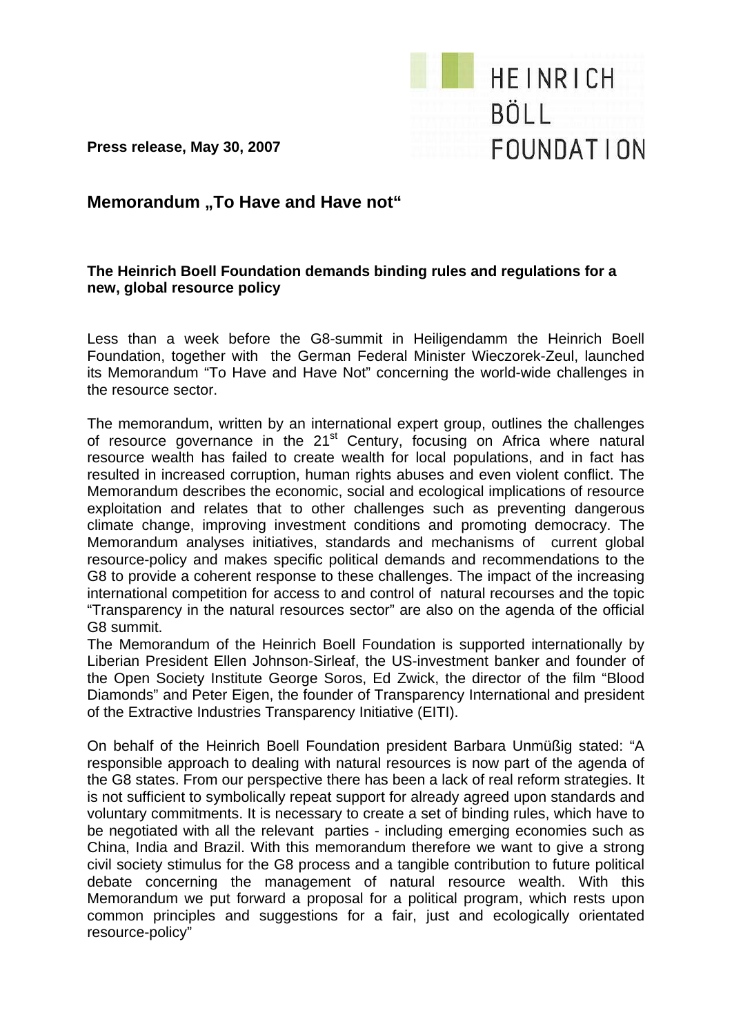HEINRICH BÖLL FOUNDATION

**Press release, May 30, 2007**

## Memorandum „To Have and Have not“

**The Heinrich Boell Foundation demands binding rules and regulations for a new, global resource policy**

Less than a week before the G8-summit in Heiligendamm the Heinrich Boell Foundation, together with the German Federal Minister Wieczorek-Zeul, launched its Memorandum “To Have and Have Not” concerning the world-wide challenges in the resource sector.

The memorandum, written by an international expert group, outlines the challenges of resource governance in the 21st Century, focusing on Africa where natural resource wealth has failed to create wealth for local populations, and in fact has resulted in increased corruption, human rights abuses and even violent conflict. The Memorandum describes the economic, social and ecological implications of resource exploitation and relates that to other challenges such as preventing dangerous climate change, improving investment conditions and promoting democracy. The Memorandum analyses initiatives, standards and mechanisms of current global resource-policy and makes specific political demands and recommendations to the G8 to provide a coherent response to these challenges. The impact of the increasing international competition for access to and control of natural recourses and the topic “Transparency in the natural resources sector” are also on the agenda of the official G8 summit.

The Memorandum of the Heinrich Boell Foundation is supported internationally by Liberian President Ellen Johnson-Sirleaf, the US-investment banker and founder of the Open Society Institute George Soros, Ed Zwick, the director of the film “Blood Diamonds” and Peter Eigen, the founder of Transparency International and president of the Extractive Industries Transparency Initiative (EITI).

On behalf of the Heinrich Boell Foundation president Barbara Unmüßig stated: “A responsible approach to dealing with natural resources is now part of the agenda of the G8 states. From our perspective there has been a lack of real reform strategies. It is not sufficient to symbolically repeat support for already agreed upon standards and voluntary commitments. It is necessary to create a set of binding rules, which have to be negotiated with all the relevant parties - including emerging economies such as China, India and Brazil. With this memorandum therefore we want to give a strong civil society stimulus for the G8 process and a tangible contribution to future political debate concerning the management of natural resource wealth. With this Memorandum we put forward a proposal for a political program, which rests upon common principles and suggestions for a fair, just and ecologically orientated resource-policy”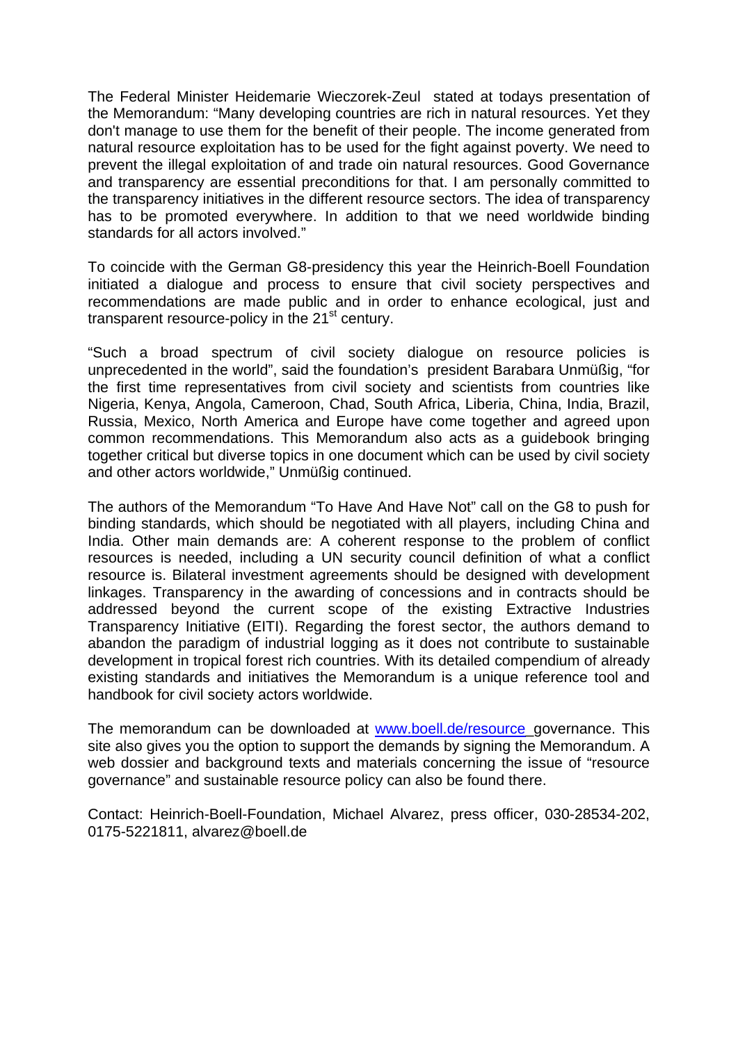The Federal Minister Heidemarie Wieczorek-Zeul stated at todays presentation of the Memorandum: "Many developing countries are rich in natural resources. Yet they don't manage to use them for the benefit of their people. The income generated from natural resource exploitation has to be used for the fight against poverty. We need to prevent the illegal exploitation of and trade oin natural resources. Good Governance and transparency are essential preconditions for that. I am personally committed to the transparency initiatives in the different resource sectors. The idea of transparency has to be promoted everywhere. In addition to that we need worldwide binding standards for all actors involved."

To coincide with the German G8-presidency this year the Heinrich-Boell Foundation initiated a dialogue and process to ensure that civil society perspectives and recommendations are made public and in order to enhance ecological, just and transparent resource-policy in the 21st century.

"Such a broad spectrum of civil society dialogue on resource policies is unprecedented in the world", said the foundation's president Barabara Unmüßig, "for the first time representatives from civil society and scientists from countries like Nigeria, Kenya, Angola, Cameroon, Chad, South Africa, Liberia, China, India, Brazil, Russia, Mexico, North America and Europe have come together and agreed upon common recommendations. This Memorandum also acts as a guidebook bringing together critical but diverse topics in one document which can be used by civil society and other actors worldwide," Unmüßig continued.

The authors of the Memorandum "To Have And Have Not" call on the G8 to push for binding standards, which should be negotiated with all players, including China and India. Other main demands are: A coherent response to the problem of conflict resources is needed, including a UN security council definition of what a conflict resource is. Bilateral investment agreements should be designed with development linkages. Transparency in the awarding of concessions and in contracts should be addressed beyond the current scope of the existing Extractive Industries Transparency Initiative (EITI). Regarding the forest sector, the authors demand to abandon the paradigm of industrial logging as it does not contribute to sustainable development in tropical forest rich countries. With its detailed compendium of already existing standards and initiatives the Memorandum is a unique reference tool and handbook for civil society actors worldwide.

The memorandum can be downloaded at www.boell.de/resource governance. This site also gives you the option to support the demands by signing the Memorandum. A web dossier and background texts and materials concerning the issue of "resource governance" and sustainable resource policy can also be found there.

Contact: Heinrich-Boell-Foundation, Michael Alvarez, press officer, 030-28534-202, 0175-5221811, alvarez@boell.de